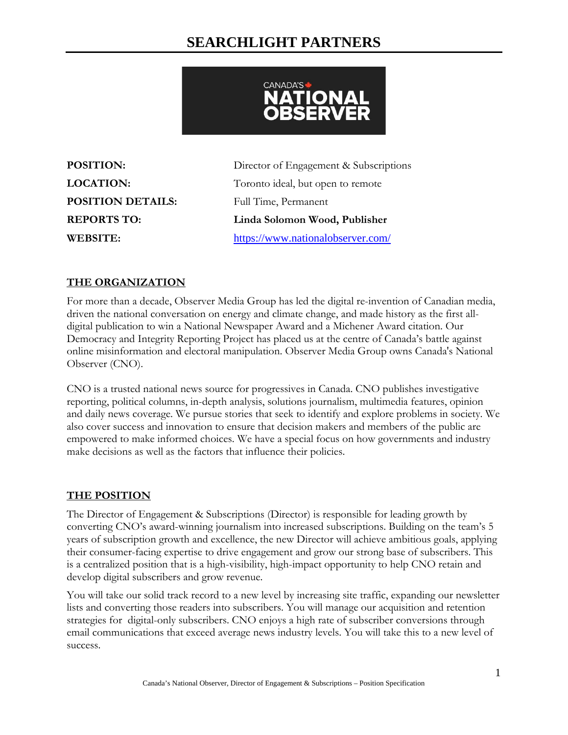# SEARCHLIGHT PARTNERS

| | |
|---|---|
| **POSITION:** | Director of Engagement & Subscriptions |
| **LOCATION:** | Toronto ideal, but open to remote |
| **POSITION DETAILS:** | Full Time, Permanent |
| **REPORTS TO:** | **Linda Solomon Wood, Publisher** |
| **WEBSITE:** | https://www.nationalobserver.com/ |

## THE ORGANIZATION

For more than a decade, Observer Media Group has led the digital re-invention of Canadian media, driven the national conversation on energy and climate change, and made history as the first all-digital publication to win a National Newspaper Award and a Michener Award citation. Our Democracy and Integrity Reporting Project has placed us at the centre of Canada's battle against online misinformation and electoral manipulation. Observer Media Group owns Canada's National Observer (CNO).

CNO is a trusted national news source for progressives in Canada. CNO publishes investigative reporting, political columns, in-depth analysis, solutions journalism, multimedia features, opinion and daily news coverage. We pursue stories that seek to identify and explore problems in society. We also cover success and innovation to ensure that decision makers and members of the public are empowered to make informed choices. We have a special focus on how governments and industry make decisions as well as the factors that influence their policies.

## THE POSITION

The Director of Engagement & Subscriptions (Director) is responsible for leading growth by converting CNO's award-winning journalism into increased subscriptions. Building on the team's 5 years of subscription growth and excellence, the new Director will achieve ambitious goals, applying their consumer-facing expertise to drive engagement and grow our strong base of subscribers. This is a centralized position that is a high-visibility, high-impact opportunity to help CNO retain and develop digital subscribers and grow revenue.

You will take our solid track record to a new level by increasing site traffic, expanding our newsletter lists and converting those readers into subscribers. You will manage our acquisition and retention strategies for digital-only subscribers. CNO enjoys a high rate of subscriber conversions through email communications that exceed average news industry levels. You will take this to a new level of success.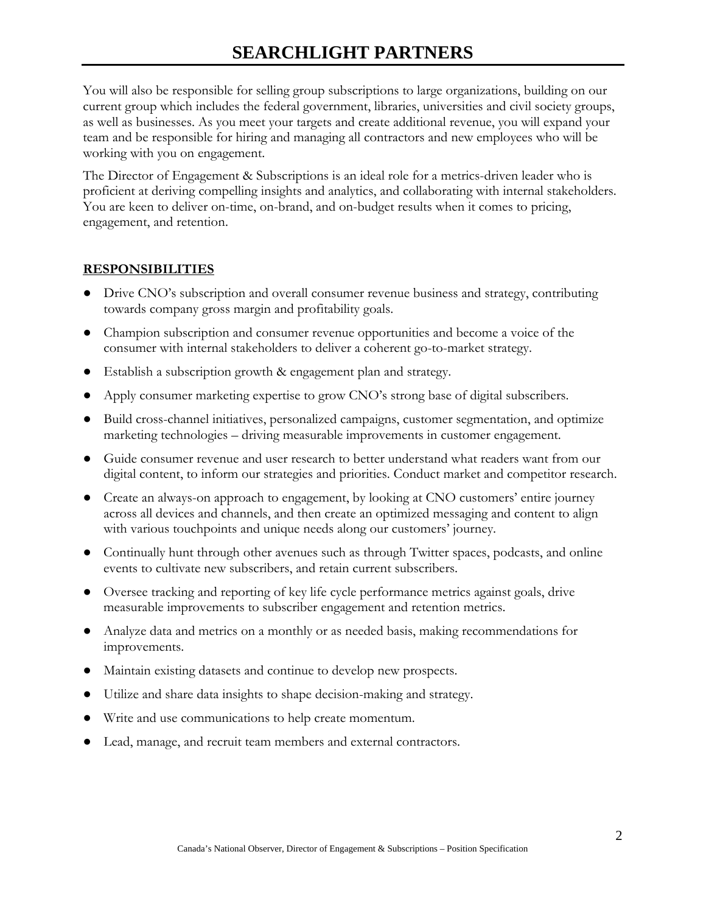You will also be responsible for selling group subscriptions to large organizations, building on our current group which includes the federal government, libraries, universities and civil society groups, as well as businesses. As you meet your targets and create additional revenue, you will expand your team and be responsible for hiring and managing all contractors and new employees who will be working with you on engagement.

The Director of Engagement & Subscriptions is an ideal role for a metrics-driven leader who is proficient at deriving compelling insights and analytics, and collaborating with internal stakeholders. You are keen to deliver on-time, on-brand, and on-budget results when it comes to pricing, engagement, and retention.

## RESPONSIBILITIES

- Drive CNO's subscription and overall consumer revenue business and strategy, contributing towards company gross margin and profitability goals.
- Champion subscription and consumer revenue opportunities and become a voice of the consumer with internal stakeholders to deliver a coherent go-to-market strategy.
- Establish a subscription growth & engagement plan and strategy.
- Apply consumer marketing expertise to grow CNO's strong base of digital subscribers.
- Build cross-channel initiatives, personalized campaigns, customer segmentation, and optimize marketing technologies – driving measurable improvements in customer engagement.
- Guide consumer revenue and user research to better understand what readers want from our digital content, to inform our strategies and priorities. Conduct market and competitor research.
- Create an always-on approach to engagement, by looking at CNO customers' entire journey across all devices and channels, and then create an optimized messaging and content to align with various touchpoints and unique needs along our customers' journey.
- Continually hunt through other avenues such as through Twitter spaces, podcasts, and online events to cultivate new subscribers, and retain current subscribers.
- Oversee tracking and reporting of key life cycle performance metrics against goals, drive measurable improvements to subscriber engagement and retention metrics.
- Analyze data and metrics on a monthly or as needed basis, making recommendations for improvements.
- Maintain existing datasets and continue to develop new prospects.
- Utilize and share data insights to shape decision-making and strategy.
- Write and use communications to help create momentum.
- Lead, manage, and recruit team members and external contractors.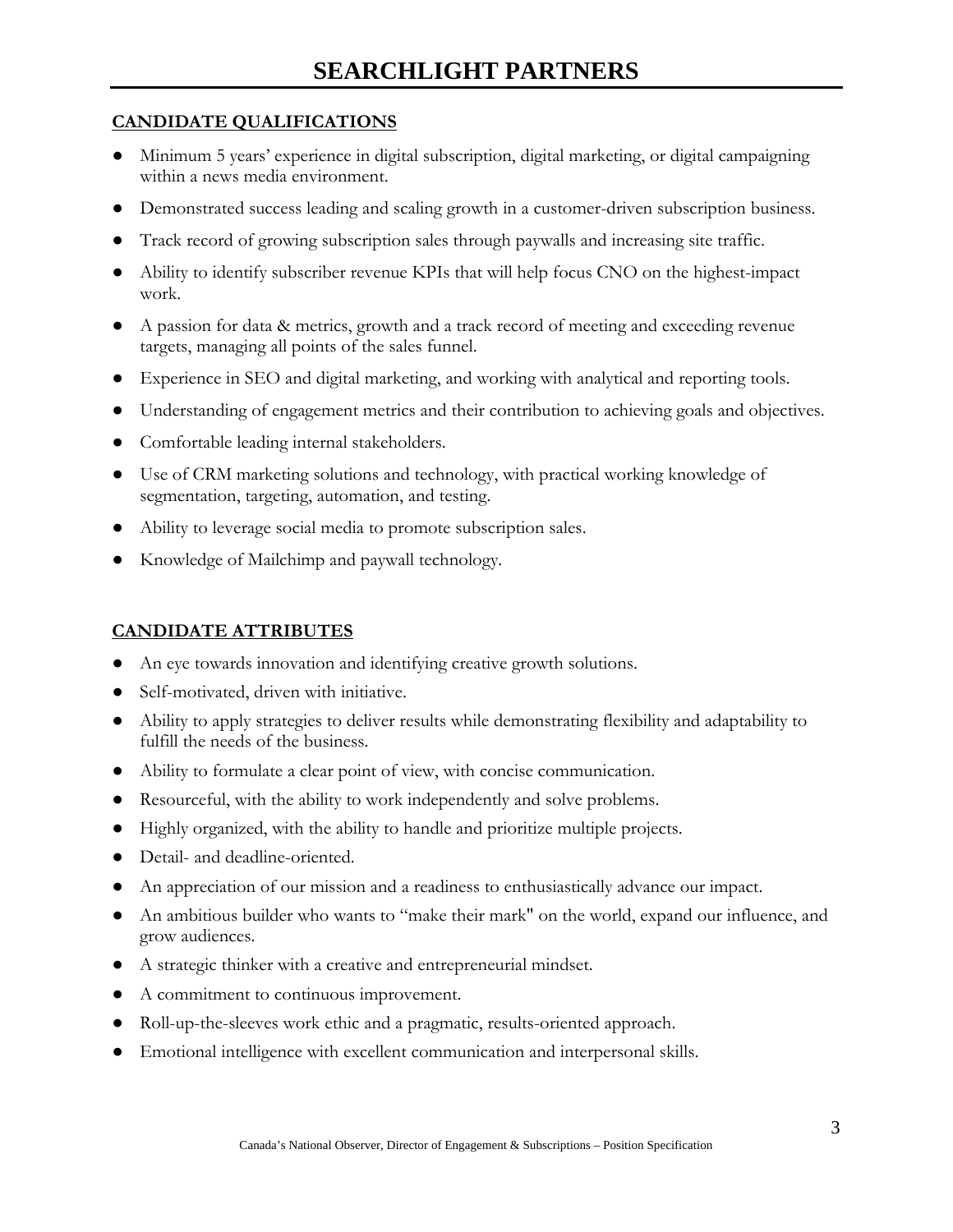## CANDIDATE QUALIFICATIONS

- Minimum 5 years' experience in digital subscription, digital marketing, or digital campaigning within a news media environment.
- Demonstrated success leading and scaling growth in a customer-driven subscription business.
- Track record of growing subscription sales through paywalls and increasing site traffic.
- Ability to identify subscriber revenue KPIs that will help focus CNO on the highest-impact work.
- A passion for data & metrics, growth and a track record of meeting and exceeding revenue targets, managing all points of the sales funnel.
- Experience in SEO and digital marketing, and working with analytical and reporting tools.
- Understanding of engagement metrics and their contribution to achieving goals and objectives.
- Comfortable leading internal stakeholders.
- Use of CRM marketing solutions and technology, with practical working knowledge of segmentation, targeting, automation, and testing.
- Ability to leverage social media to promote subscription sales.
- Knowledge of Mailchimp and paywall technology.

## CANDIDATE ATTRIBUTES

- An eye towards innovation and identifying creative growth solutions.
- Self-motivated, driven with initiative.
- Ability to apply strategies to deliver results while demonstrating flexibility and adaptability to fulfill the needs of the business.
- Ability to formulate a clear point of view, with concise communication.
- Resourceful, with the ability to work independently and solve problems.
- Highly organized, with the ability to handle and prioritize multiple projects.
- Detail- and deadline-oriented.
- An appreciation of our mission and a readiness to enthusiastically advance our impact.
- An ambitious builder who wants to "make their mark" on the world, expand our influence, and grow audiences.
- A strategic thinker with a creative and entrepreneurial mindset.
- A commitment to continuous improvement.
- Roll-up-the-sleeves work ethic and a pragmatic, results-oriented approach.
- Emotional intelligence with excellent communication and interpersonal skills.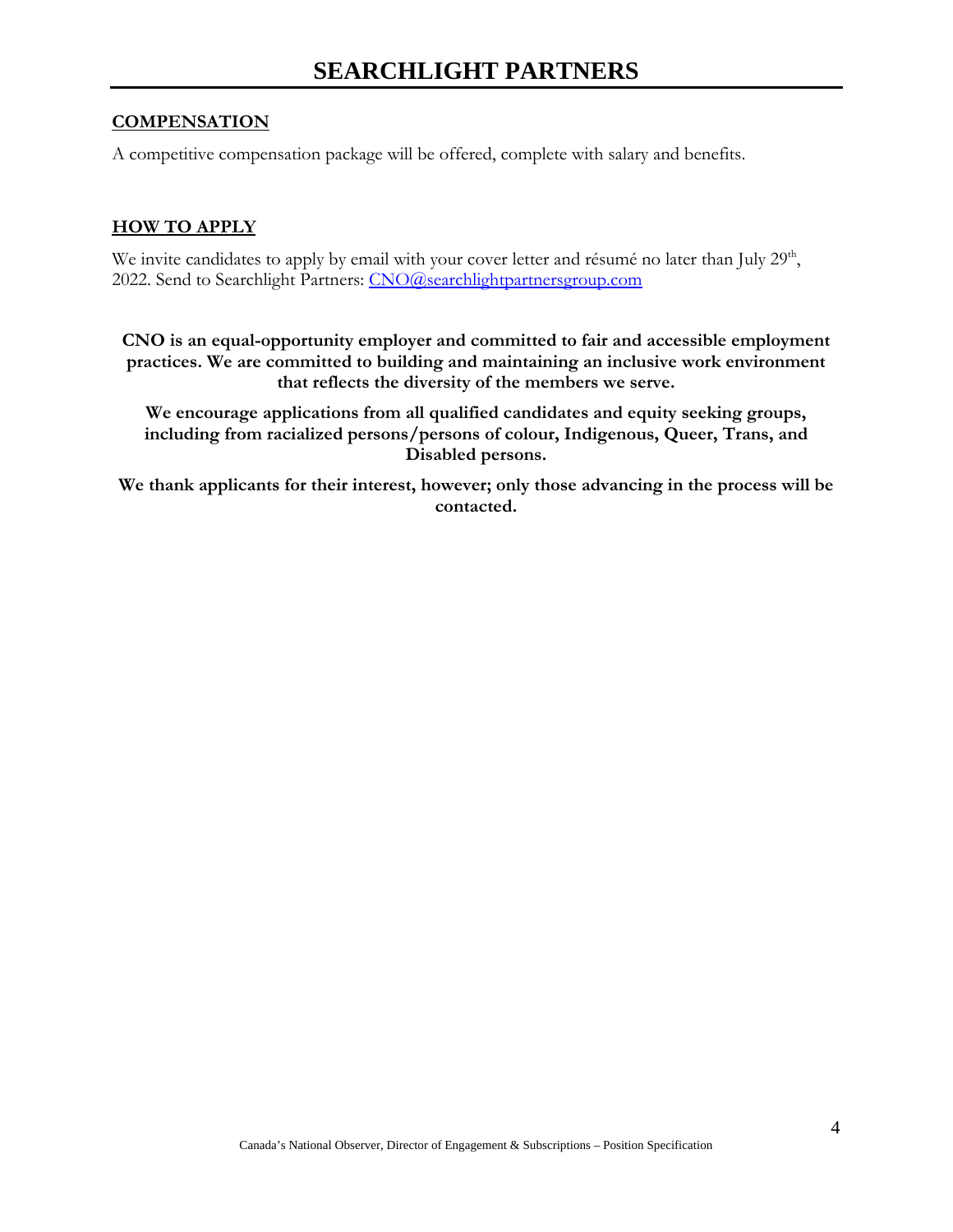## COMPENSATION

A competitive compensation package will be offered, complete with salary and benefits.

## HOW TO APPLY

We invite candidates to apply by email with your cover letter and résumé no later than July 29th, 2022. Send to Searchlight Partners: CNO@searchlightpartnersgroup.com

**CNO is an equal-opportunity employer and committed to fair and accessible employment practices. We are committed to building and maintaining an inclusive work environment that reflects the diversity of the members we serve.**

**We encourage applications from all qualified candidates and equity seeking groups, including from racialized persons/persons of colour, Indigenous, Queer, Trans, and Disabled persons.**

**We thank applicants for their interest, however; only those advancing in the process will be contacted.**